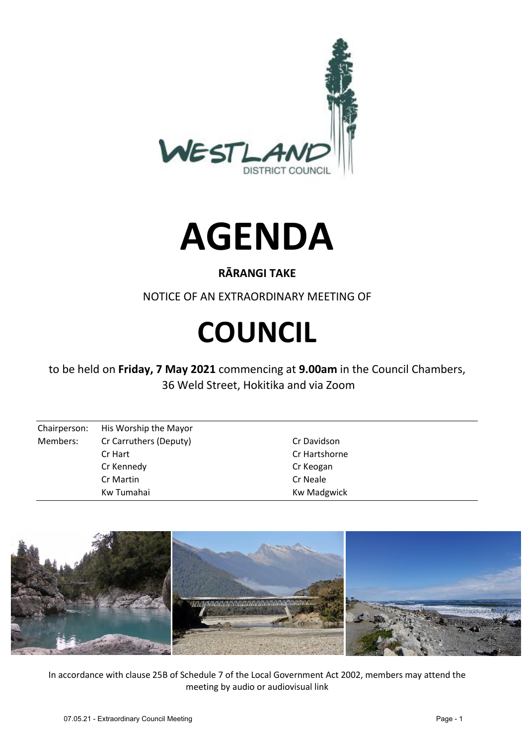# AGENDA

**RĀRANGI TAKE**

NOTICE OF AN EXTRAORDINARY MEETING OF

# COUNCIL

to be held on **Friday, 7 May 2021** commencing at **9.00am** in the Council Chambers, 36 Weld Street, Hokitika and via Zoom

| | | |
|---|---|---|
| Chairperson: | His Worship the Mayor | |
| Members: | Cr Carruthers (Deputy) | Cr Davidson |
| | Cr Hart | Cr Hartshorne |
| | Cr Kennedy | Cr Keogan |
| | Cr Martin | Cr Neale |
| | Kw Tumahai | Kw Madgwick |

In accordance with clause 25B of Schedule 7 of the Local Government Act 2002, members may attend the meeting by audio or audiovisual link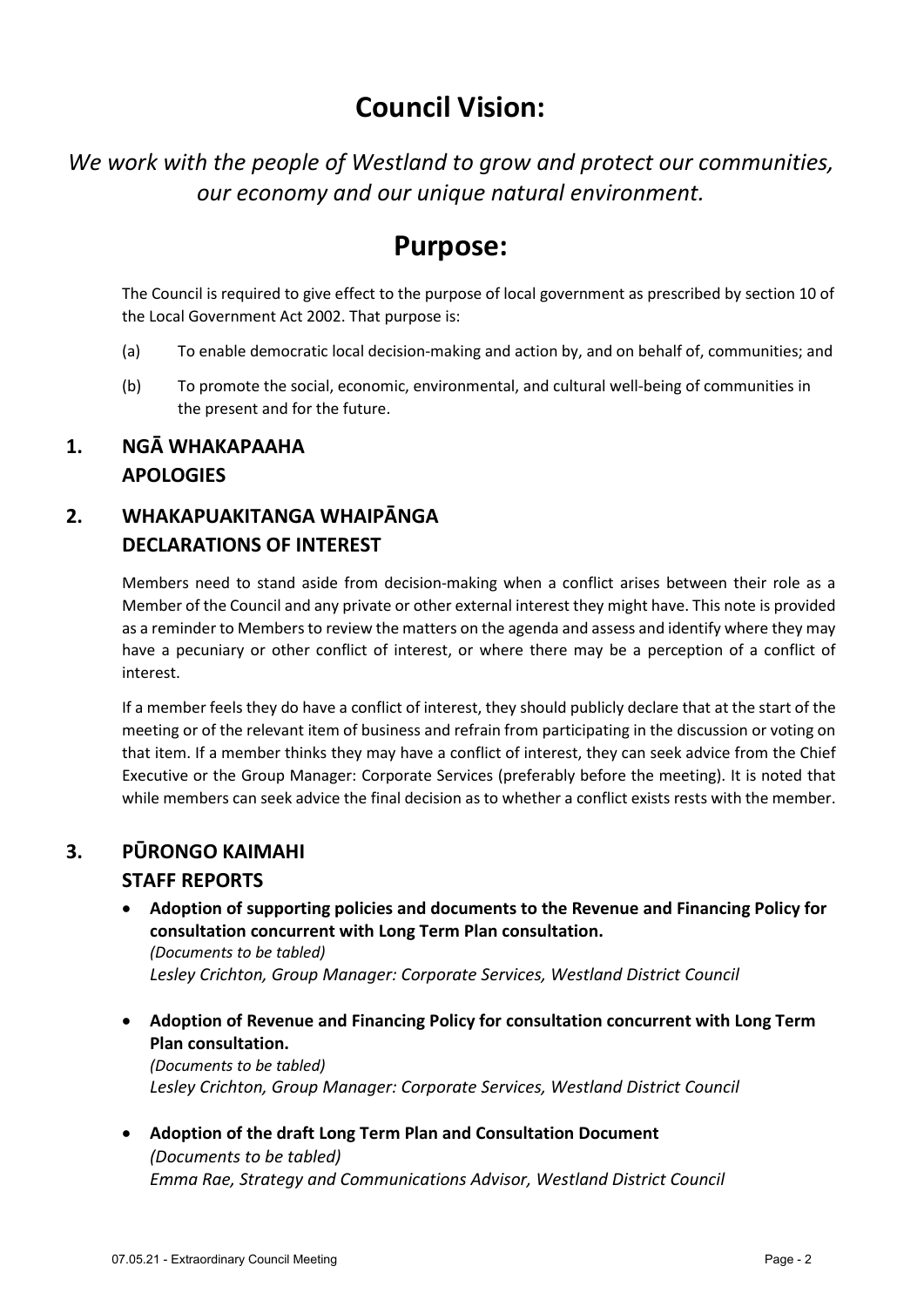# Council Vision:

*We work with the people of Westland to grow and protect our communities, our economy and our unique natural environment.*

# Purpose:

The Council is required to give effect to the purpose of local government as prescribed by section 10 of the Local Government Act 2002. That purpose is:

(a) To enable democratic local decision-making and action by, and on behalf of, communities; and

(b) To promote the social, economic, environmental, and cultural well-being of communities in the present and for the future.

## 1. NGĀ WHAKAPAAHA
## APOLOGIES

## 2. WHAKAPUAKITANGA WHAIPĀNGA
## DECLARATIONS OF INTEREST

Members need to stand aside from decision-making when a conflict arises between their role as a Member of the Council and any private or other external interest they might have. This note is provided as a reminder to Members to review the matters on the agenda and assess and identify where they may have a pecuniary or other conflict of interest, or where there may be a perception of a conflict of interest.

If a member feels they do have a conflict of interest, they should publicly declare that at the start of the meeting or of the relevant item of business and refrain from participating in the discussion or voting on that item. If a member thinks they may have a conflict of interest, they can seek advice from the Chief Executive or the Group Manager: Corporate Services (preferably before the meeting). It is noted that while members can seek advice the final decision as to whether a conflict exists rests with the member.

## 3. PŪRONGO KAIMAHI
## STAFF REPORTS

- **Adoption of supporting policies and documents to the Revenue and Financing Policy for consultation concurrent with Long Term Plan consultation.**
  *(Documents to be tabled)*
  *Lesley Crichton, Group Manager: Corporate Services, Westland District Council*

- **Adoption of Revenue and Financing Policy for consultation concurrent with Long Term Plan consultation.**
  *(Documents to be tabled)*
  *Lesley Crichton, Group Manager: Corporate Services, Westland District Council*

- **Adoption of the draft Long Term Plan and Consultation Document**
  *(Documents to be tabled)*
  *Emma Rae, Strategy and Communications Advisor, Westland District Council*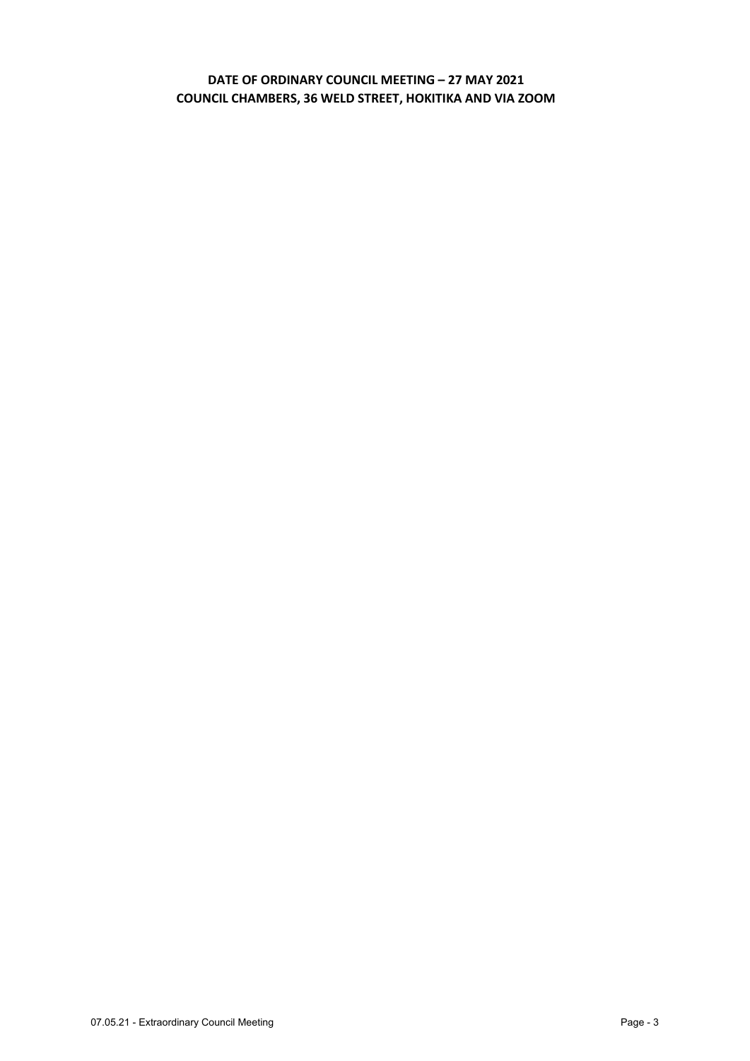**DATE OF ORDINARY COUNCIL MEETING – 27 MAY 2021**
**COUNCIL CHAMBERS, 36 WELD STREET, HOKITIKA AND VIA ZOOM**